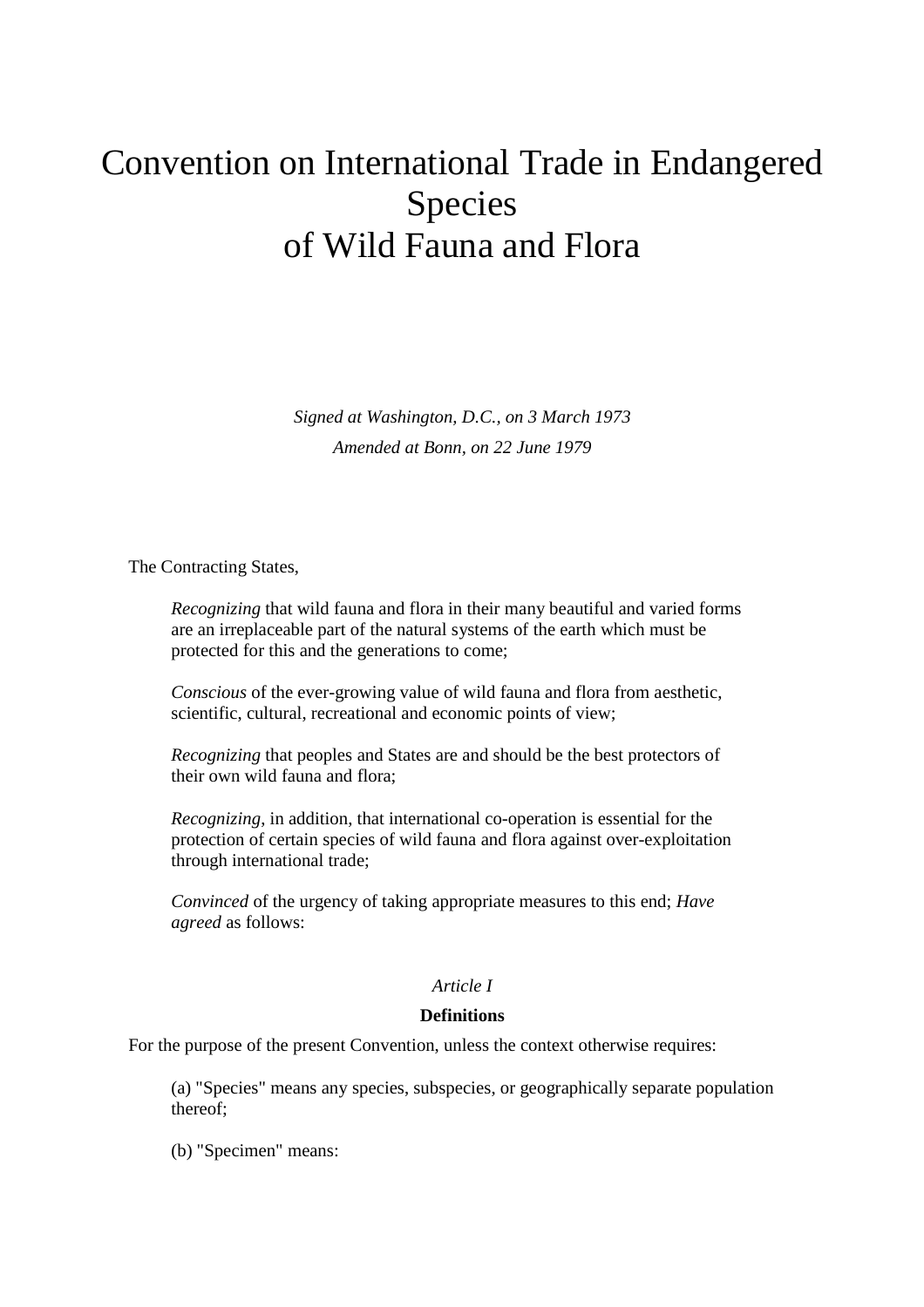# Convention on International Trade in Endangered Species of Wild Fauna and Flora

*Signed at Washington, D.C., on 3 March 1973*

*Amended at Bonn, on 22 June 1979*

The Contracting States,

> *Recognizing* that wild fauna and flora in their many beautiful and varied forms are an irreplaceable part of the natural systems of the earth which must be protected for this and the generations to come;
>
> *Conscious* of the ever-growing value of wild fauna and flora from aesthetic, scientific, cultural, recreational and economic points of view;
>
> *Recognizing* that peoples and States are and should be the best protectors of their own wild fauna and flora;
>
> *Recognizing*, in addition, that international co-operation is essential for the protection of certain species of wild fauna and flora against over-exploitation through international trade;
>
> *Convinced* of the urgency of taking appropriate measures to this end; *Have agreed* as follows:

*Article I*

**Definitions**

For the purpose of the present Convention, unless the context otherwise requires:

> (a) "Species" means any species, subspecies, or geographically separate population thereof;
>
> (b) "Specimen" means: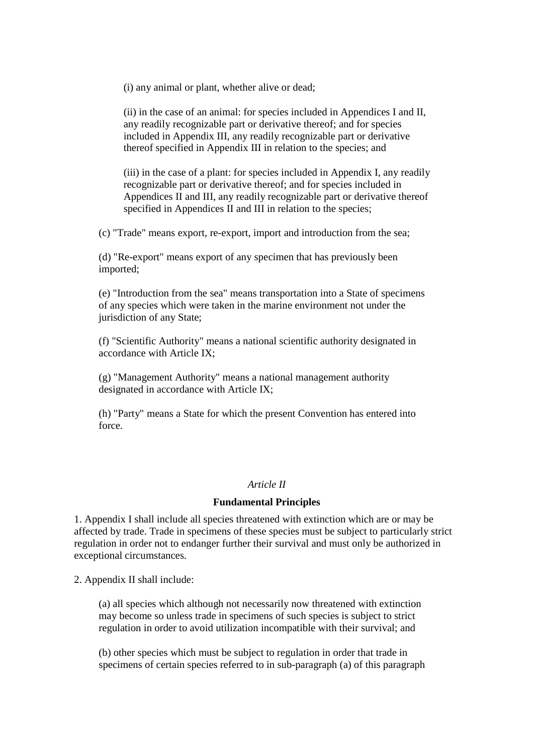(i) any animal or plant, whether alive or dead;

(ii) in the case of an animal: for species included in Appendices I and II, any readily recognizable part or derivative thereof; and for species included in Appendix III, any readily recognizable part or derivative thereof specified in Appendix III in relation to the species; and

(iii) in the case of a plant: for species included in Appendix I, any readily recognizable part or derivative thereof; and for species included in Appendices II and III, any readily recognizable part or derivative thereof specified in Appendices II and III in relation to the species;

(c) "Trade" means export, re-export, import and introduction from the sea;

(d) "Re-export" means export of any specimen that has previously been imported;

(e) "Introduction from the sea" means transportation into a State of specimens of any species which were taken in the marine environment not under the jurisdiction of any State;

(f) "Scientific Authority" means a national scientific authority designated in accordance with Article IX;

(g) "Management Authority" means a national management authority designated in accordance with Article IX;

(h) "Party" means a State for which the present Convention has entered into force.

*Article II*

**Fundamental Principles**

1. Appendix I shall include all species threatened with extinction which are or may be affected by trade. Trade in specimens of these species must be subject to particularly strict regulation in order not to endanger further their survival and must only be authorized in exceptional circumstances.

2. Appendix II shall include:

(a) all species which although not necessarily now threatened with extinction may become so unless trade in specimens of such species is subject to strict regulation in order to avoid utilization incompatible with their survival; and

(b) other species which must be subject to regulation in order that trade in specimens of certain species referred to in sub-paragraph (a) of this paragraph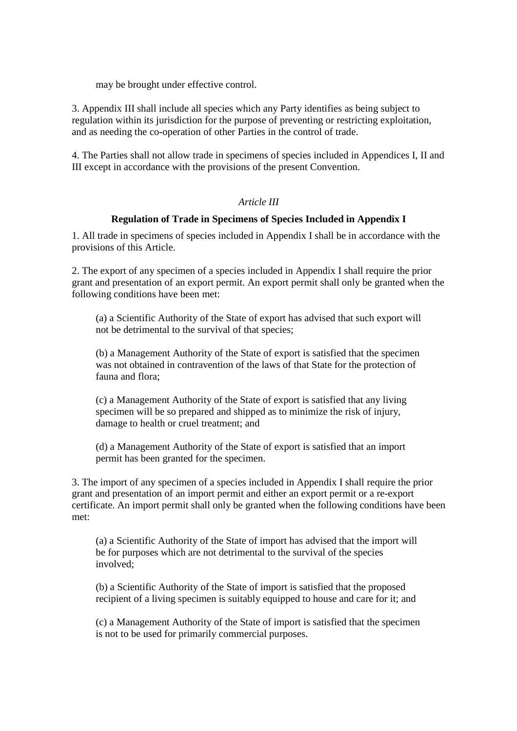may be brought under effective control.

3. Appendix III shall include all species which any Party identifies as being subject to regulation within its jurisdiction for the purpose of preventing or restricting exploitation, and as needing the co-operation of other Parties in the control of trade.

4. The Parties shall not allow trade in specimens of species included in Appendices I, II and III except in accordance with the provisions of the present Convention.

*Article III*

**Regulation of Trade in Specimens of Species Included in Appendix I**

1. All trade in specimens of species included in Appendix I shall be in accordance with the provisions of this Article.

2. The export of any specimen of a species included in Appendix I shall require the prior grant and presentation of an export permit. An export permit shall only be granted when the following conditions have been met:

(a) a Scientific Authority of the State of export has advised that such export will not be detrimental to the survival of that species;

(b) a Management Authority of the State of export is satisfied that the specimen was not obtained in contravention of the laws of that State for the protection of fauna and flora;

(c) a Management Authority of the State of export is satisfied that any living specimen will be so prepared and shipped as to minimize the risk of injury, damage to health or cruel treatment; and

(d) a Management Authority of the State of export is satisfied that an import permit has been granted for the specimen.

3. The import of any specimen of a species included in Appendix I shall require the prior grant and presentation of an import permit and either an export permit or a re-export certificate. An import permit shall only be granted when the following conditions have been met:

(a) a Scientific Authority of the State of import has advised that the import will be for purposes which are not detrimental to the survival of the species involved;

(b) a Scientific Authority of the State of import is satisfied that the proposed recipient of a living specimen is suitably equipped to house and care for it; and

(c) a Management Authority of the State of import is satisfied that the specimen is not to be used for primarily commercial purposes.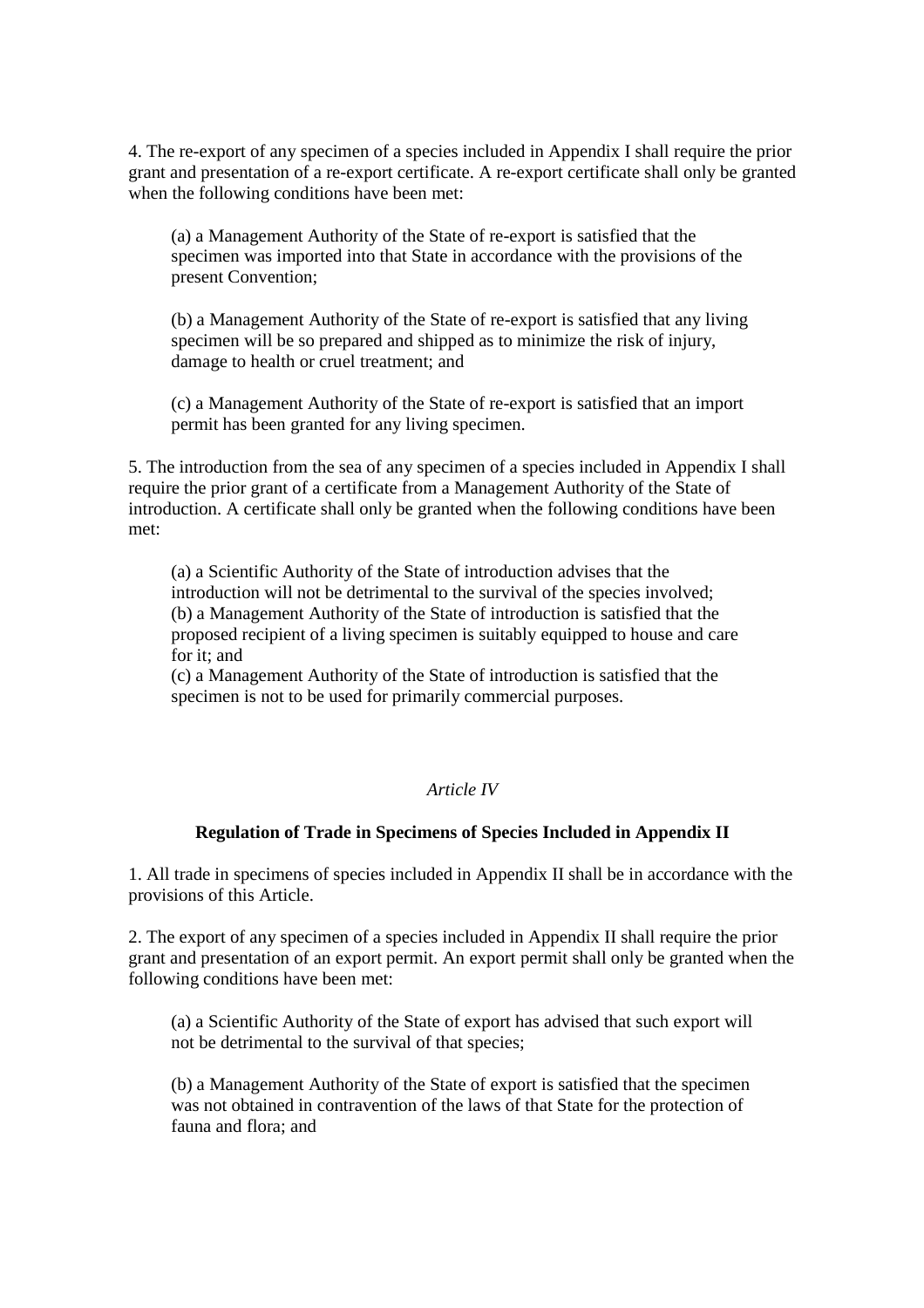4. The re-export of any specimen of a species included in Appendix I shall require the prior grant and presentation of a re-export certificate. A re-export certificate shall only be granted when the following conditions have been met:

(a) a Management Authority of the State of re-export is satisfied that the specimen was imported into that State in accordance with the provisions of the present Convention;

(b) a Management Authority of the State of re-export is satisfied that any living specimen will be so prepared and shipped as to minimize the risk of injury, damage to health or cruel treatment; and

(c) a Management Authority of the State of re-export is satisfied that an import permit has been granted for any living specimen.

5. The introduction from the sea of any specimen of a species included in Appendix I shall require the prior grant of a certificate from a Management Authority of the State of introduction. A certificate shall only be granted when the following conditions have been met:

(a) a Scientific Authority of the State of introduction advises that the introduction will not be detrimental to the survival of the species involved;
(b) a Management Authority of the State of introduction is satisfied that the proposed recipient of a living specimen is suitably equipped to house and care for it; and
(c) a Management Authority of the State of introduction is satisfied that the specimen is not to be used for primarily commercial purposes.

*Article IV*

**Regulation of Trade in Specimens of Species Included in Appendix II**

1. All trade in specimens of species included in Appendix II shall be in accordance with the provisions of this Article.

2. The export of any specimen of a species included in Appendix II shall require the prior grant and presentation of an export permit. An export permit shall only be granted when the following conditions have been met:

(a) a Scientific Authority of the State of export has advised that such export will not be detrimental to the survival of that species;

(b) a Management Authority of the State of export is satisfied that the specimen was not obtained in contravention of the laws of that State for the protection of fauna and flora; and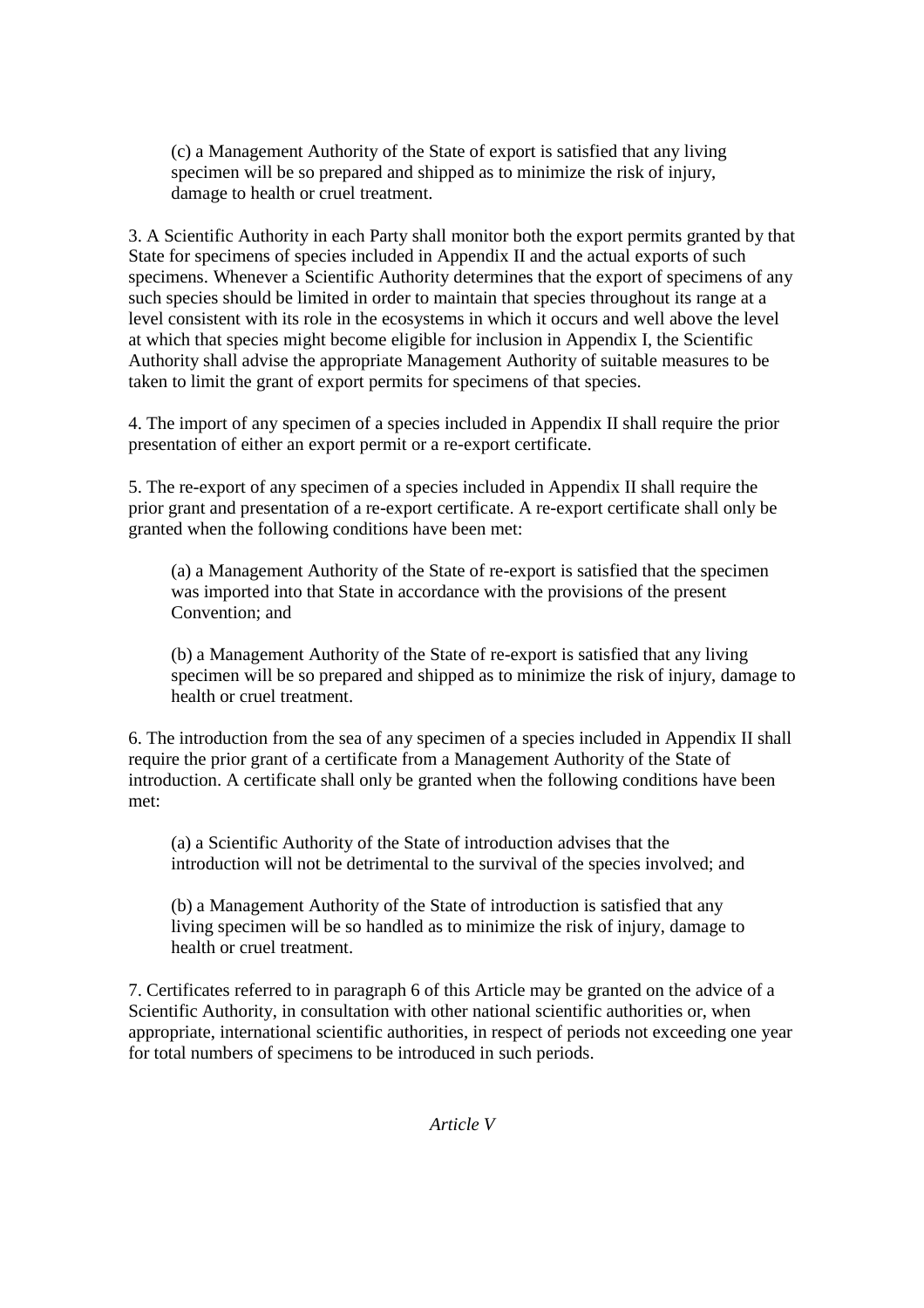(c) a Management Authority of the State of export is satisfied that any living specimen will be so prepared and shipped as to minimize the risk of injury, damage to health or cruel treatment.

3. A Scientific Authority in each Party shall monitor both the export permits granted by that State for specimens of species included in Appendix II and the actual exports of such specimens. Whenever a Scientific Authority determines that the export of specimens of any such species should be limited in order to maintain that species throughout its range at a level consistent with its role in the ecosystems in which it occurs and well above the level at which that species might become eligible for inclusion in Appendix I, the Scientific Authority shall advise the appropriate Management Authority of suitable measures to be taken to limit the grant of export permits for specimens of that species.

4. The import of any specimen of a species included in Appendix II shall require the prior presentation of either an export permit or a re-export certificate.

5. The re-export of any specimen of a species included in Appendix II shall require the prior grant and presentation of a re-export certificate. A re-export certificate shall only be granted when the following conditions have been met:

(a) a Management Authority of the State of re-export is satisfied that the specimen was imported into that State in accordance with the provisions of the present Convention; and

(b) a Management Authority of the State of re-export is satisfied that any living specimen will be so prepared and shipped as to minimize the risk of injury, damage to health or cruel treatment.

6. The introduction from the sea of any specimen of a species included in Appendix II shall require the prior grant of a certificate from a Management Authority of the State of introduction. A certificate shall only be granted when the following conditions have been met:

(a) a Scientific Authority of the State of introduction advises that the introduction will not be detrimental to the survival of the species involved; and

(b) a Management Authority of the State of introduction is satisfied that any living specimen will be so handled as to minimize the risk of injury, damage to health or cruel treatment.

7. Certificates referred to in paragraph 6 of this Article may be granted on the advice of a Scientific Authority, in consultation with other national scientific authorities or, when appropriate, international scientific authorities, in respect of periods not exceeding one year for total numbers of specimens to be introduced in such periods.

*Article V*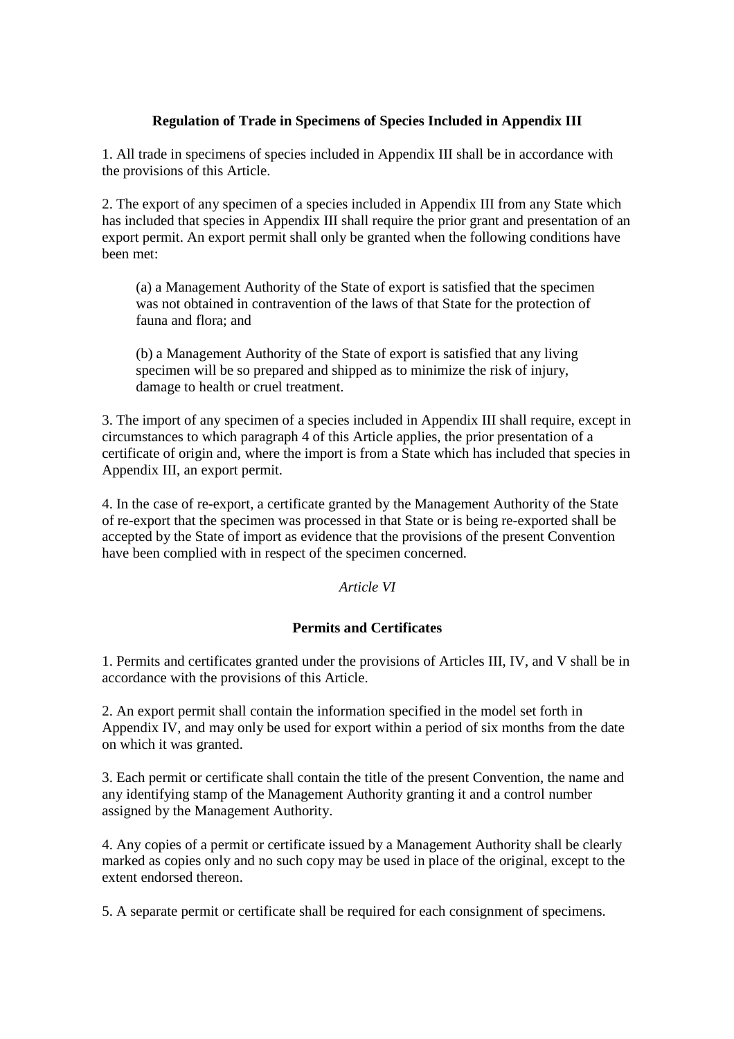**Regulation of Trade in Specimens of Species Included in Appendix III**

1. All trade in specimens of species included in Appendix III shall be in accordance with the provisions of this Article.

2. The export of any specimen of a species included in Appendix III from any State which has included that species in Appendix III shall require the prior grant and presentation of an export permit. An export permit shall only be granted when the following conditions have been met:

> (a) a Management Authority of the State of export is satisfied that the specimen was not obtained in contravention of the laws of that State for the protection of fauna and flora; and
>
> (b) a Management Authority of the State of export is satisfied that any living specimen will be so prepared and shipped as to minimize the risk of injury, damage to health or cruel treatment.

3. The import of any specimen of a species included in Appendix III shall require, except in circumstances to which paragraph 4 of this Article applies, the prior presentation of a certificate of origin and, where the import is from a State which has included that species in Appendix III, an export permit.

4. In the case of re-export, a certificate granted by the Management Authority of the State of re-export that the specimen was processed in that State or is being re-exported shall be accepted by the State of import as evidence that the provisions of the present Convention have been complied with in respect of the specimen concerned.

*Article VI*

**Permits and Certificates**

1. Permits and certificates granted under the provisions of Articles III, IV, and V shall be in accordance with the provisions of this Article.

2. An export permit shall contain the information specified in the model set forth in Appendix IV, and may only be used for export within a period of six months from the date on which it was granted.

3. Each permit or certificate shall contain the title of the present Convention, the name and any identifying stamp of the Management Authority granting it and a control number assigned by the Management Authority.

4. Any copies of a permit or certificate issued by a Management Authority shall be clearly marked as copies only and no such copy may be used in place of the original, except to the extent endorsed thereon.

5. A separate permit or certificate shall be required for each consignment of specimens.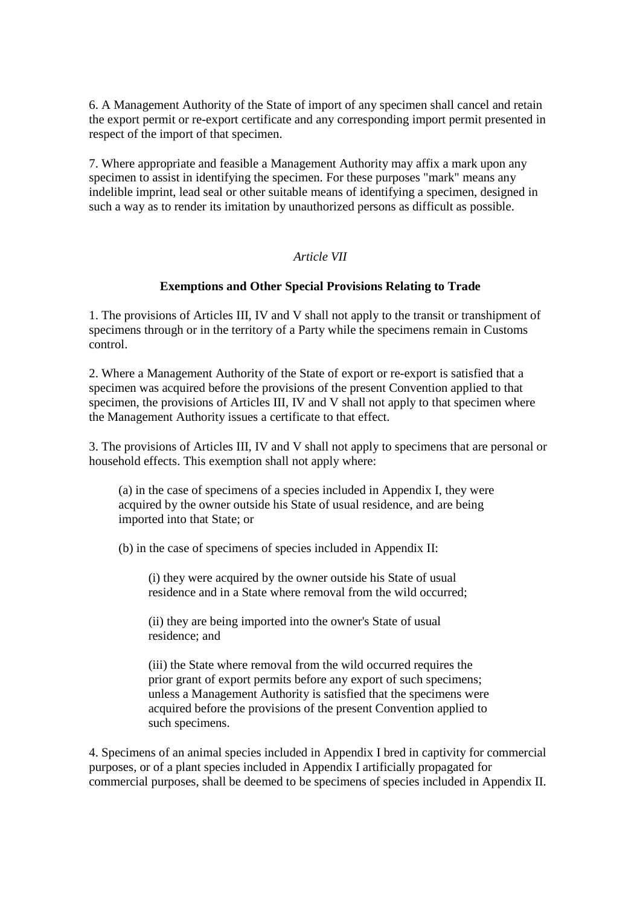6. A Management Authority of the State of import of any specimen shall cancel and retain the export permit or re-export certificate and any corresponding import permit presented in respect of the import of that specimen.

7. Where appropriate and feasible a Management Authority may affix a mark upon any specimen to assist in identifying the specimen. For these purposes "mark" means any indelible imprint, lead seal or other suitable means of identifying a specimen, designed in such a way as to render its imitation by unauthorized persons as difficult as possible.

## *Article VII*

### Exemptions and Other Special Provisions Relating to Trade

1. The provisions of Articles III, IV and V shall not apply to the transit or transhipment of specimens through or in the territory of a Party while the specimens remain in Customs control.

2. Where a Management Authority of the State of export or re-export is satisfied that a specimen was acquired before the provisions of the present Convention applied to that specimen, the provisions of Articles III, IV and V shall not apply to that specimen where the Management Authority issues a certificate to that effect.

3. The provisions of Articles III, IV and V shall not apply to specimens that are personal or household effects. This exemption shall not apply where:

> (a) in the case of specimens of a species included in Appendix I, they were acquired by the owner outside his State of usual residence, and are being imported into that State; or
>
> (b) in the case of specimens of species included in Appendix II:
>
> > (i) they were acquired by the owner outside his State of usual residence and in a State where removal from the wild occurred;
> >
> > (ii) they are being imported into the owner's State of usual residence; and
> >
> > (iii) the State where removal from the wild occurred requires the prior grant of export permits before any export of such specimens; unless a Management Authority is satisfied that the specimens were acquired before the provisions of the present Convention applied to such specimens.

4. Specimens of an animal species included in Appendix I bred in captivity for commercial purposes, or of a plant species included in Appendix I artificially propagated for commercial purposes, shall be deemed to be specimens of species included in Appendix II.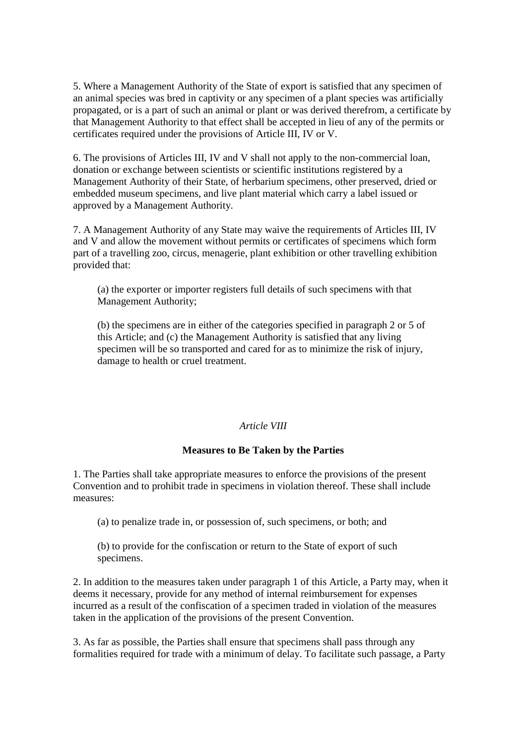5. Where a Management Authority of the State of export is satisfied that any specimen of an animal species was bred in captivity or any specimen of a plant species was artificially propagated, or is a part of such an animal or plant or was derived therefrom, a certificate by that Management Authority to that effect shall be accepted in lieu of any of the permits or certificates required under the provisions of Article III, IV or V.

6. The provisions of Articles III, IV and V shall not apply to the non-commercial loan, donation or exchange between scientists or scientific institutions registered by a Management Authority of their State, of herbarium specimens, other preserved, dried or embedded museum specimens, and live plant material which carry a label issued or approved by a Management Authority.

7. A Management Authority of any State may waive the requirements of Articles III, IV and V and allow the movement without permits or certificates of specimens which form part of a travelling zoo, circus, menagerie, plant exhibition or other travelling exhibition provided that:

(a) the exporter or importer registers full details of such specimens with that Management Authority;

(b) the specimens are in either of the categories specified in paragraph 2 or 5 of this Article; and (c) the Management Authority is satisfied that any living specimen will be so transported and cared for as to minimize the risk of injury, damage to health or cruel treatment.

*Article VIII*

**Measures to Be Taken by the Parties**

1. The Parties shall take appropriate measures to enforce the provisions of the present Convention and to prohibit trade in specimens in violation thereof. These shall include measures:

(a) to penalize trade in, or possession of, such specimens, or both; and

(b) to provide for the confiscation or return to the State of export of such specimens.

2. In addition to the measures taken under paragraph 1 of this Article, a Party may, when it deems it necessary, provide for any method of internal reimbursement for expenses incurred as a result of the confiscation of a specimen traded in violation of the measures taken in the application of the provisions of the present Convention.

3. As far as possible, the Parties shall ensure that specimens shall pass through any formalities required for trade with a minimum of delay. To facilitate such passage, a Party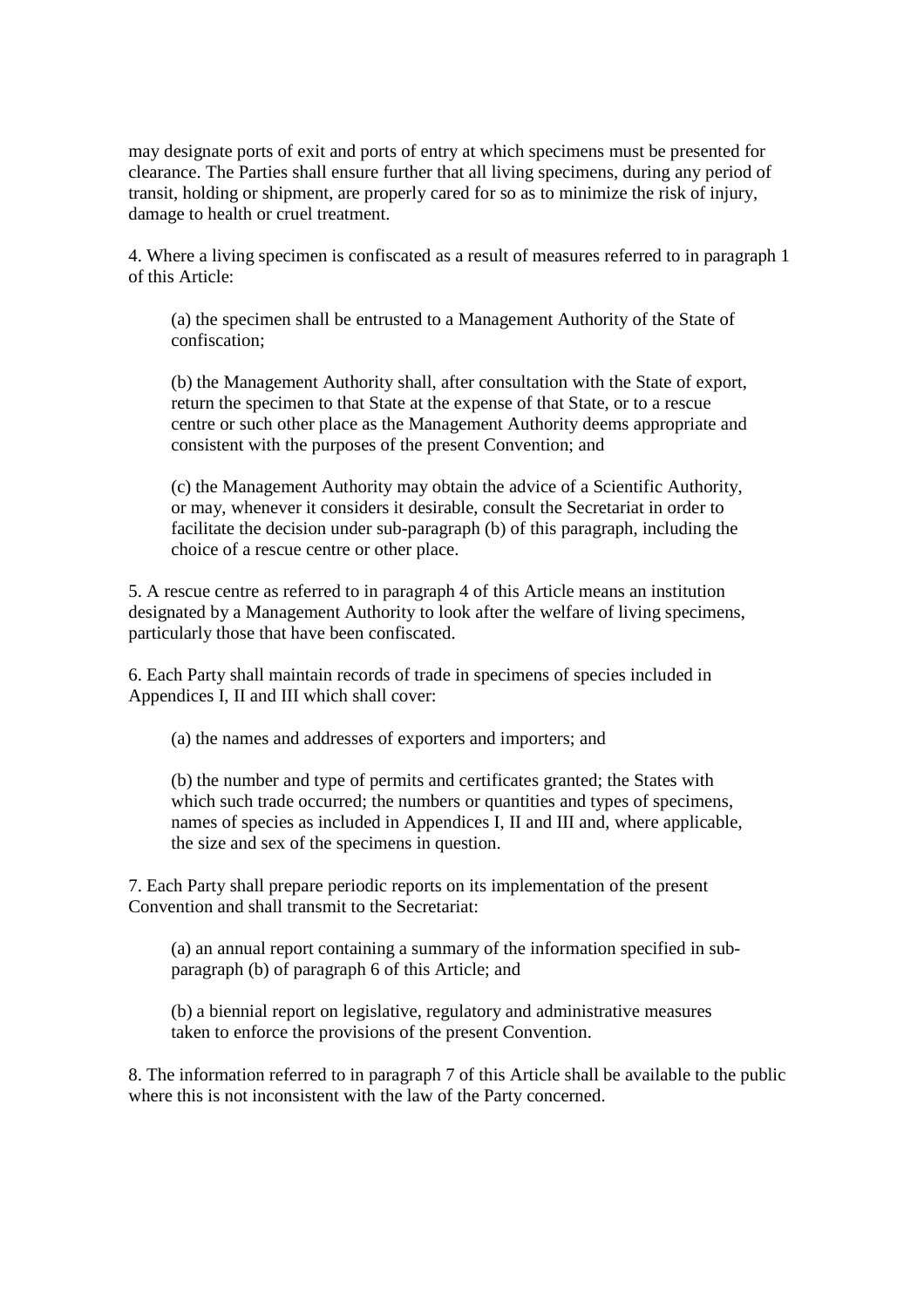may designate ports of exit and ports of entry at which specimens must be presented for clearance. The Parties shall ensure further that all living specimens, during any period of transit, holding or shipment, are properly cared for so as to minimize the risk of injury, damage to health or cruel treatment.

4. Where a living specimen is confiscated as a result of measures referred to in paragraph 1 of this Article:

(a) the specimen shall be entrusted to a Management Authority of the State of confiscation;

(b) the Management Authority shall, after consultation with the State of export, return the specimen to that State at the expense of that State, or to a rescue centre or such other place as the Management Authority deems appropriate and consistent with the purposes of the present Convention; and

(c) the Management Authority may obtain the advice of a Scientific Authority, or may, whenever it considers it desirable, consult the Secretariat in order to facilitate the decision under sub-paragraph (b) of this paragraph, including the choice of a rescue centre or other place.

5. A rescue centre as referred to in paragraph 4 of this Article means an institution designated by a Management Authority to look after the welfare of living specimens, particularly those that have been confiscated.

6. Each Party shall maintain records of trade in specimens of species included in Appendices I, II and III which shall cover:

(a) the names and addresses of exporters and importers; and

(b) the number and type of permits and certificates granted; the States with which such trade occurred; the numbers or quantities and types of specimens, names of species as included in Appendices I, II and III and, where applicable, the size and sex of the specimens in question.

7. Each Party shall prepare periodic reports on its implementation of the present Convention and shall transmit to the Secretariat:

(a) an annual report containing a summary of the information specified in sub-paragraph (b) of paragraph 6 of this Article; and

(b) a biennial report on legislative, regulatory and administrative measures taken to enforce the provisions of the present Convention.

8. The information referred to in paragraph 7 of this Article shall be available to the public where this is not inconsistent with the law of the Party concerned.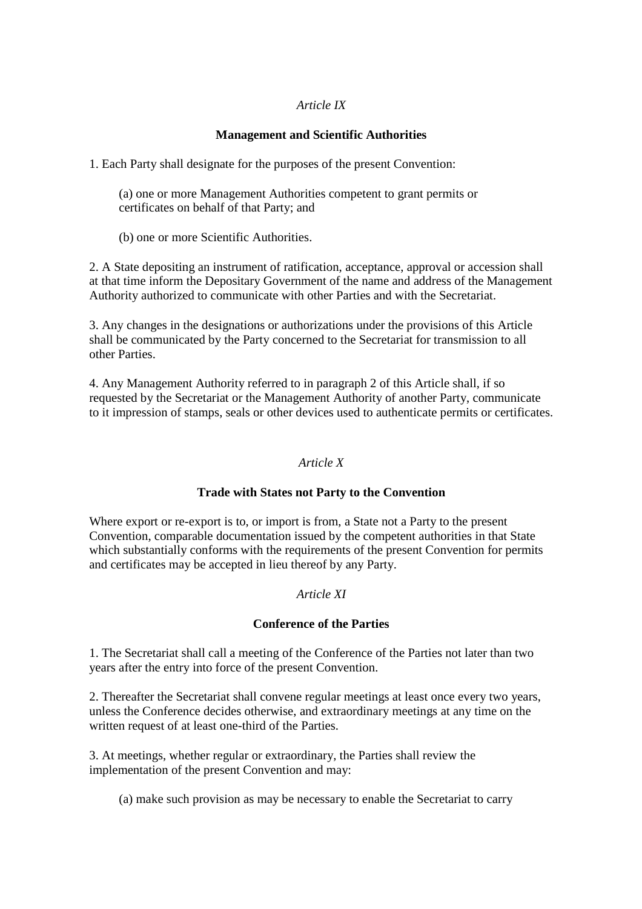*Article IX*

**Management and Scientific Authorities**

1. Each Party shall designate for the purposes of the present Convention:

(a) one or more Management Authorities competent to grant permits or certificates on behalf of that Party; and

(b) one or more Scientific Authorities.

2. A State depositing an instrument of ratification, acceptance, approval or accession shall at that time inform the Depositary Government of the name and address of the Management Authority authorized to communicate with other Parties and with the Secretariat.

3. Any changes in the designations or authorizations under the provisions of this Article shall be communicated by the Party concerned to the Secretariat for transmission to all other Parties.

4. Any Management Authority referred to in paragraph 2 of this Article shall, if so requested by the Secretariat or the Management Authority of another Party, communicate to it impression of stamps, seals or other devices used to authenticate permits or certificates.

*Article X*

**Trade with States not Party to the Convention**

Where export or re-export is to, or import is from, a State not a Party to the present Convention, comparable documentation issued by the competent authorities in that State which substantially conforms with the requirements of the present Convention for permits and certificates may be accepted in lieu thereof by any Party.

*Article XI*

**Conference of the Parties**

1. The Secretariat shall call a meeting of the Conference of the Parties not later than two years after the entry into force of the present Convention.

2. Thereafter the Secretariat shall convene regular meetings at least once every two years, unless the Conference decides otherwise, and extraordinary meetings at any time on the written request of at least one-third of the Parties.

3. At meetings, whether regular or extraordinary, the Parties shall review the implementation of the present Convention and may:

(a) make such provision as may be necessary to enable the Secretariat to carry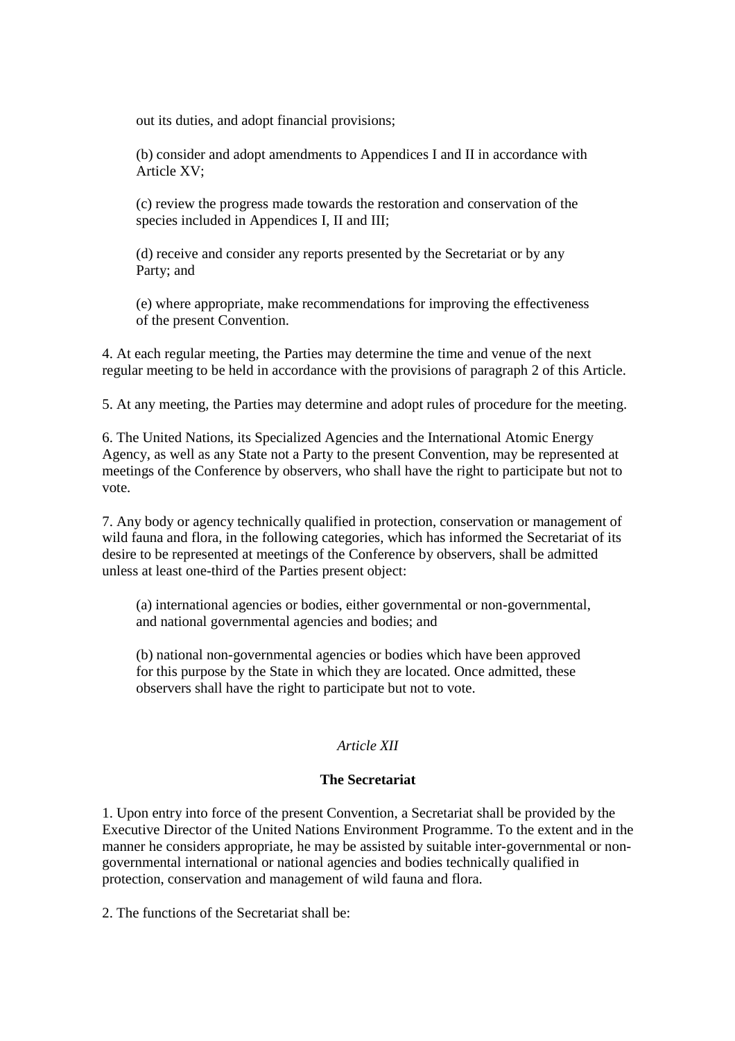out its duties, and adopt financial provisions;

(b) consider and adopt amendments to Appendices I and II in accordance with Article XV;

(c) review the progress made towards the restoration and conservation of the species included in Appendices I, II and III;

(d) receive and consider any reports presented by the Secretariat or by any Party; and

(e) where appropriate, make recommendations for improving the effectiveness of the present Convention.

4. At each regular meeting, the Parties may determine the time and venue of the next regular meeting to be held in accordance with the provisions of paragraph 2 of this Article.

5. At any meeting, the Parties may determine and adopt rules of procedure for the meeting.

6. The United Nations, its Specialized Agencies and the International Atomic Energy Agency, as well as any State not a Party to the present Convention, may be represented at meetings of the Conference by observers, who shall have the right to participate but not to vote.

7. Any body or agency technically qualified in protection, conservation or management of wild fauna and flora, in the following categories, which has informed the Secretariat of its desire to be represented at meetings of the Conference by observers, shall be admitted unless at least one-third of the Parties present object:

(a) international agencies or bodies, either governmental or non-governmental, and national governmental agencies and bodies; and

(b) national non-governmental agencies or bodies which have been approved for this purpose by the State in which they are located. Once admitted, these observers shall have the right to participate but not to vote.

*Article XII*

**The Secretariat**

1. Upon entry into force of the present Convention, a Secretariat shall be provided by the Executive Director of the United Nations Environment Programme. To the extent and in the manner he considers appropriate, he may be assisted by suitable inter-governmental or non-governmental international or national agencies and bodies technically qualified in protection, conservation and management of wild fauna and flora.

2. The functions of the Secretariat shall be: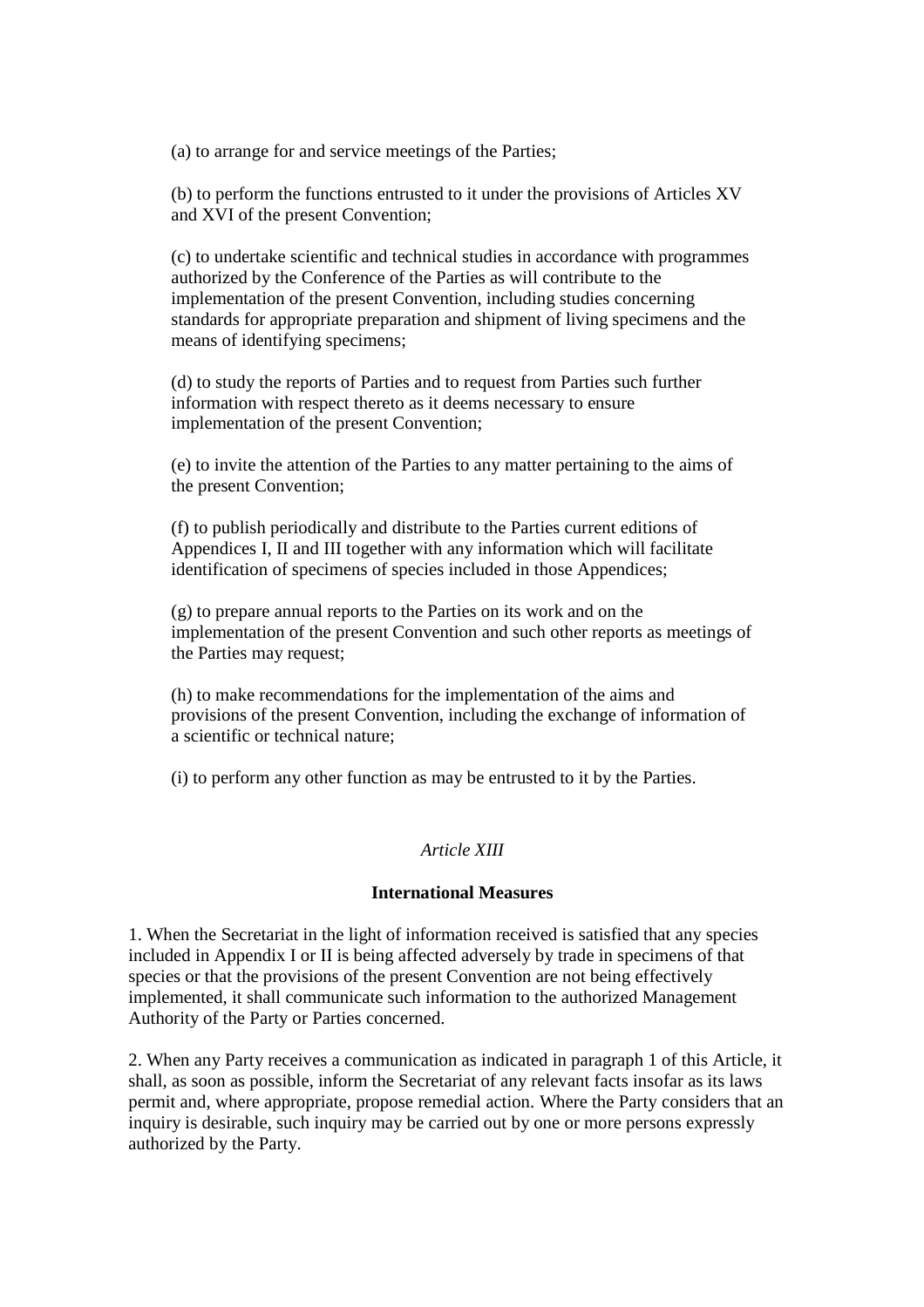(a) to arrange for and service meetings of the Parties;

(b) to perform the functions entrusted to it under the provisions of Articles XV and XVI of the present Convention;

(c) to undertake scientific and technical studies in accordance with programmes authorized by the Conference of the Parties as will contribute to the implementation of the present Convention, including studies concerning standards for appropriate preparation and shipment of living specimens and the means of identifying specimens;

(d) to study the reports of Parties and to request from Parties such further information with respect thereto as it deems necessary to ensure implementation of the present Convention;

(e) to invite the attention of the Parties to any matter pertaining to the aims of the present Convention;

(f) to publish periodically and distribute to the Parties current editions of Appendices I, II and III together with any information which will facilitate identification of specimens of species included in those Appendices;

(g) to prepare annual reports to the Parties on its work and on the implementation of the present Convention and such other reports as meetings of the Parties may request;

(h) to make recommendations for the implementation of the aims and provisions of the present Convention, including the exchange of information of a scientific or technical nature;

(i) to perform any other function as may be entrusted to it by the Parties.

*Article XIII*

**International Measures**

1. When the Secretariat in the light of information received is satisfied that any species included in Appendix I or II is being affected adversely by trade in specimens of that species or that the provisions of the present Convention are not being effectively implemented, it shall communicate such information to the authorized Management Authority of the Party or Parties concerned.

2. When any Party receives a communication as indicated in paragraph 1 of this Article, it shall, as soon as possible, inform the Secretariat of any relevant facts insofar as its laws permit and, where appropriate, propose remedial action. Where the Party considers that an inquiry is desirable, such inquiry may be carried out by one or more persons expressly authorized by the Party.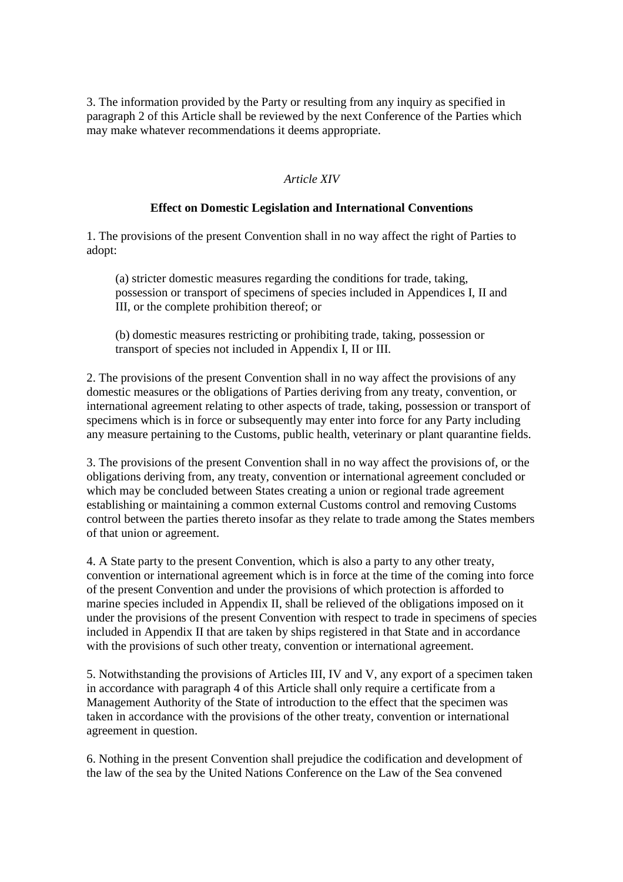3. The information provided by the Party or resulting from any inquiry as specified in paragraph 2 of this Article shall be reviewed by the next Conference of the Parties which may make whatever recommendations it deems appropriate.

*Article XIV*

**Effect on Domestic Legislation and International Conventions**

1. The provisions of the present Convention shall in no way affect the right of Parties to adopt:

   (a) stricter domestic measures regarding the conditions for trade, taking, possession or transport of specimens of species included in Appendices I, II and III, or the complete prohibition thereof; or

   (b) domestic measures restricting or prohibiting trade, taking, possession or transport of species not included in Appendix I, II or III.

2. The provisions of the present Convention shall in no way affect the provisions of any domestic measures or the obligations of Parties deriving from any treaty, convention, or international agreement relating to other aspects of trade, taking, possession or transport of specimens which is in force or subsequently may enter into force for any Party including any measure pertaining to the Customs, public health, veterinary or plant quarantine fields.

3. The provisions of the present Convention shall in no way affect the provisions of, or the obligations deriving from, any treaty, convention or international agreement concluded or which may be concluded between States creating a union or regional trade agreement establishing or maintaining a common external Customs control and removing Customs control between the parties thereto insofar as they relate to trade among the States members of that union or agreement.

4. A State party to the present Convention, which is also a party to any other treaty, convention or international agreement which is in force at the time of the coming into force of the present Convention and under the provisions of which protection is afforded to marine species included in Appendix II, shall be relieved of the obligations imposed on it under the provisions of the present Convention with respect to trade in specimens of species included in Appendix II that are taken by ships registered in that State and in accordance with the provisions of such other treaty, convention or international agreement.

5. Notwithstanding the provisions of Articles III, IV and V, any export of a specimen taken in accordance with paragraph 4 of this Article shall only require a certificate from a Management Authority of the State of introduction to the effect that the specimen was taken in accordance with the provisions of the other treaty, convention or international agreement in question.

6. Nothing in the present Convention shall prejudice the codification and development of the law of the sea by the United Nations Conference on the Law of the Sea convened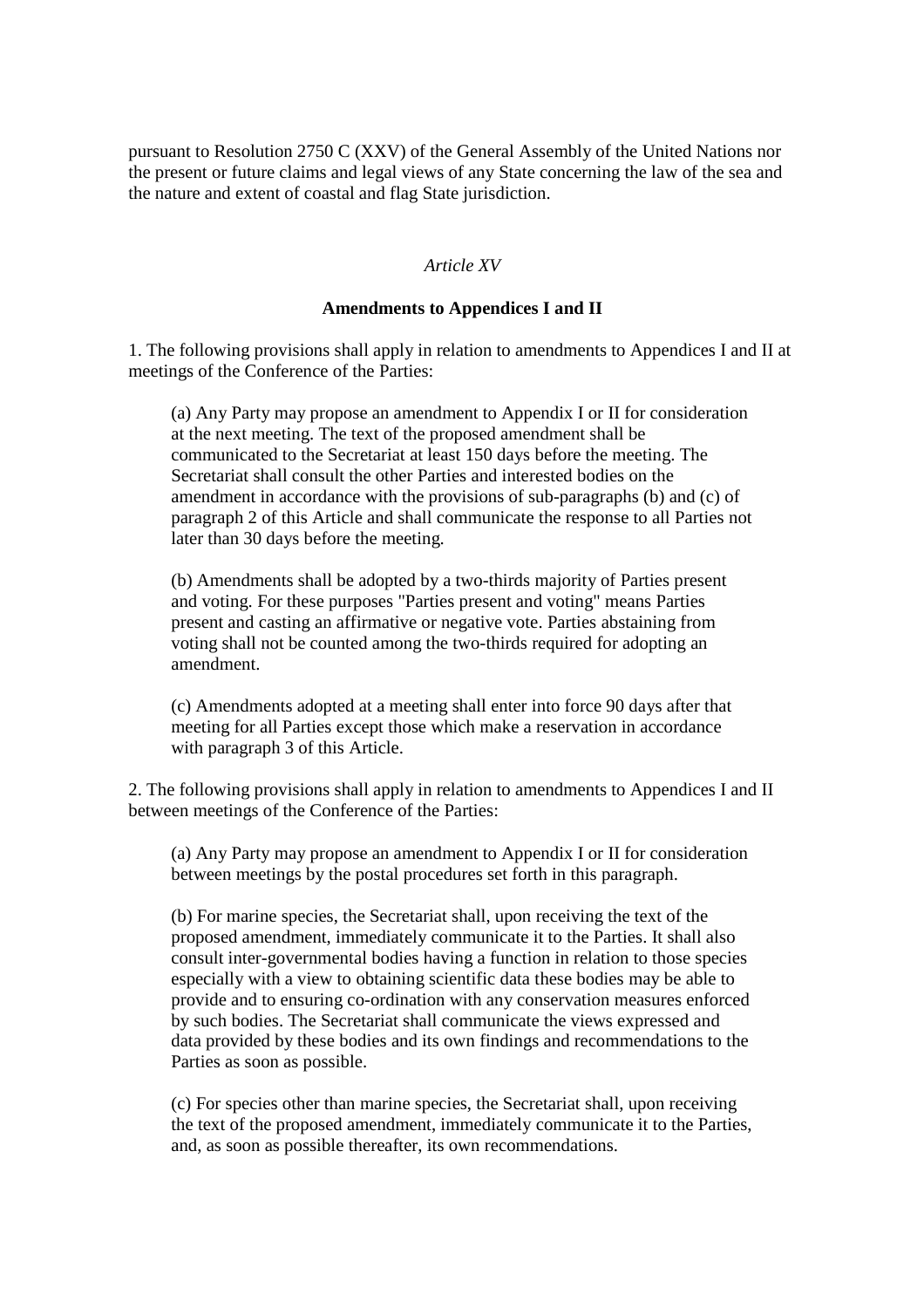pursuant to Resolution 2750 C (XXV) of the General Assembly of the United Nations nor the present or future claims and legal views of any State concerning the law of the sea and the nature and extent of coastal and flag State jurisdiction.

*Article XV*

**Amendments to Appendices I and II**

1. The following provisions shall apply in relation to amendments to Appendices I and II at meetings of the Conference of the Parties:

(a) Any Party may propose an amendment to Appendix I or II for consideration at the next meeting. The text of the proposed amendment shall be communicated to the Secretariat at least 150 days before the meeting. The Secretariat shall consult the other Parties and interested bodies on the amendment in accordance with the provisions of sub-paragraphs (b) and (c) of paragraph 2 of this Article and shall communicate the response to all Parties not later than 30 days before the meeting.

(b) Amendments shall be adopted by a two-thirds majority of Parties present and voting. For these purposes "Parties present and voting" means Parties present and casting an affirmative or negative vote. Parties abstaining from voting shall not be counted among the two-thirds required for adopting an amendment.

(c) Amendments adopted at a meeting shall enter into force 90 days after that meeting for all Parties except those which make a reservation in accordance with paragraph 3 of this Article.

2. The following provisions shall apply in relation to amendments to Appendices I and II between meetings of the Conference of the Parties:

(a) Any Party may propose an amendment to Appendix I or II for consideration between meetings by the postal procedures set forth in this paragraph.

(b) For marine species, the Secretariat shall, upon receiving the text of the proposed amendment, immediately communicate it to the Parties. It shall also consult inter-governmental bodies having a function in relation to those species especially with a view to obtaining scientific data these bodies may be able to provide and to ensuring co-ordination with any conservation measures enforced by such bodies. The Secretariat shall communicate the views expressed and data provided by these bodies and its own findings and recommendations to the Parties as soon as possible.

(c) For species other than marine species, the Secretariat shall, upon receiving the text of the proposed amendment, immediately communicate it to the Parties, and, as soon as possible thereafter, its own recommendations.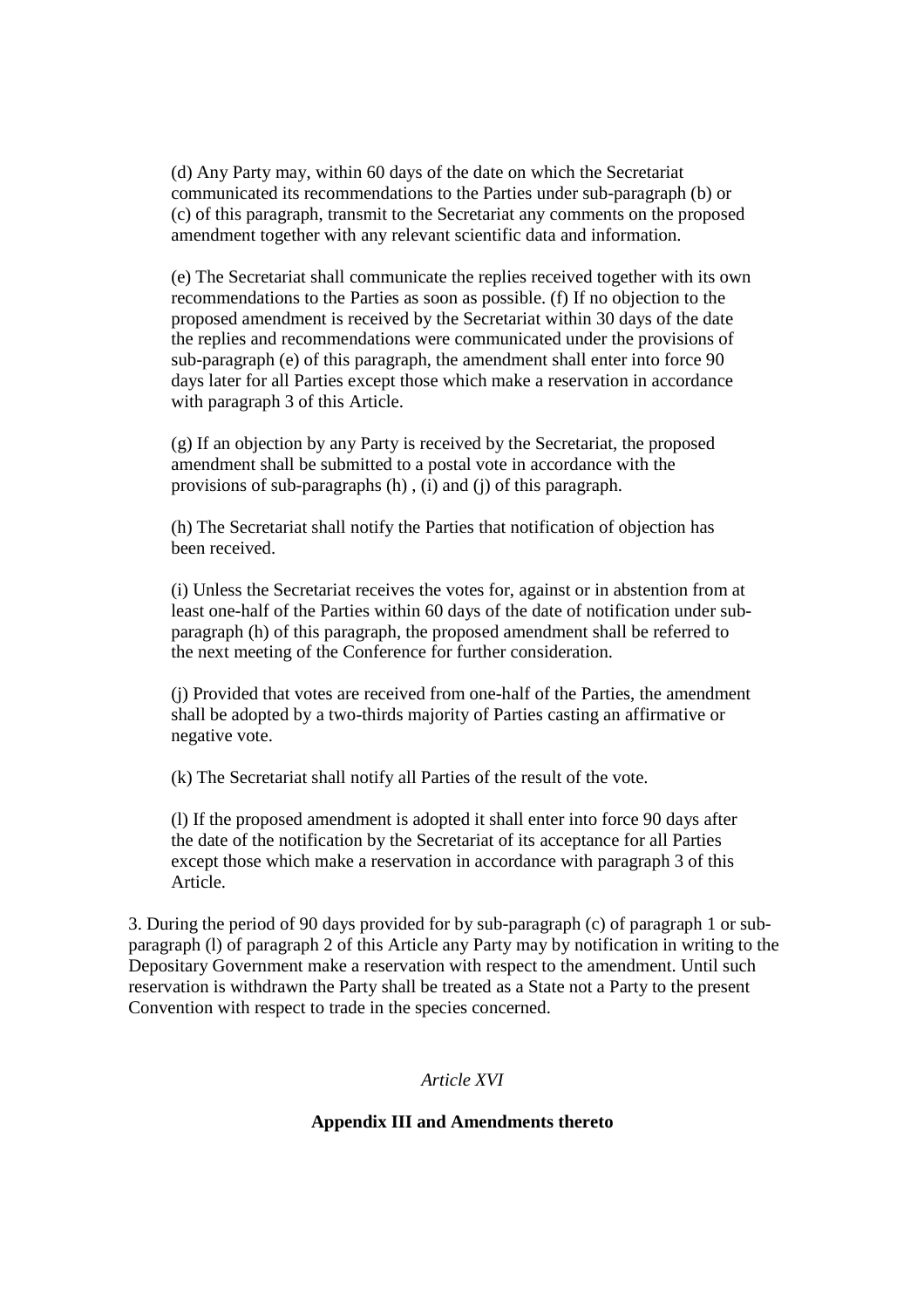(d) Any Party may, within 60 days of the date on which the Secretariat communicated its recommendations to the Parties under sub-paragraph (b) or (c) of this paragraph, transmit to the Secretariat any comments on the proposed amendment together with any relevant scientific data and information.

(e) The Secretariat shall communicate the replies received together with its own recommendations to the Parties as soon as possible. (f) If no objection to the proposed amendment is received by the Secretariat within 30 days of the date the replies and recommendations were communicated under the provisions of sub-paragraph (e) of this paragraph, the amendment shall enter into force 90 days later for all Parties except those which make a reservation in accordance with paragraph 3 of this Article.

(g) If an objection by any Party is received by the Secretariat, the proposed amendment shall be submitted to a postal vote in accordance with the provisions of sub-paragraphs (h) , (i) and (j) of this paragraph.

(h) The Secretariat shall notify the Parties that notification of objection has been received.

(i) Unless the Secretariat receives the votes for, against or in abstention from at least one-half of the Parties within 60 days of the date of notification under sub-paragraph (h) of this paragraph, the proposed amendment shall be referred to the next meeting of the Conference for further consideration.

(j) Provided that votes are received from one-half of the Parties, the amendment shall be adopted by a two-thirds majority of Parties casting an affirmative or negative vote.

(k) The Secretariat shall notify all Parties of the result of the vote.

(l) If the proposed amendment is adopted it shall enter into force 90 days after the date of the notification by the Secretariat of its acceptance for all Parties except those which make a reservation in accordance with paragraph 3 of this Article.

3. During the period of 90 days provided for by sub-paragraph (c) of paragraph 1 or sub-paragraph (l) of paragraph 2 of this Article any Party may by notification in writing to the Depositary Government make a reservation with respect to the amendment. Until such reservation is withdrawn the Party shall be treated as a State not a Party to the present Convention with respect to trade in the species concerned.

*Article XVI*

**Appendix III and Amendments thereto**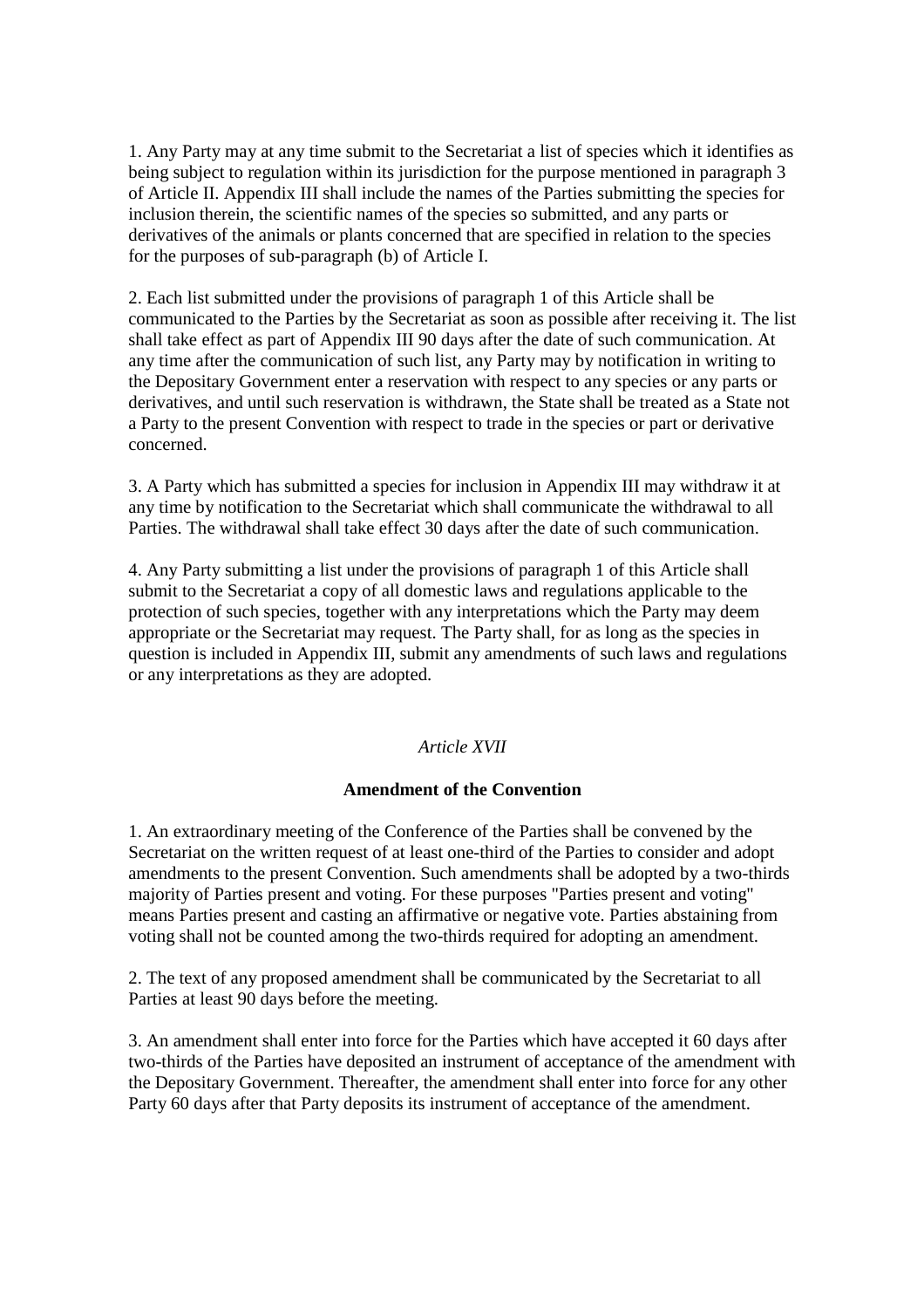1. Any Party may at any time submit to the Secretariat a list of species which it identifies as being subject to regulation within its jurisdiction for the purpose mentioned in paragraph 3 of Article II. Appendix III shall include the names of the Parties submitting the species for inclusion therein, the scientific names of the species so submitted, and any parts or derivatives of the animals or plants concerned that are specified in relation to the species for the purposes of sub-paragraph (b) of Article I.

2. Each list submitted under the provisions of paragraph 1 of this Article shall be communicated to the Parties by the Secretariat as soon as possible after receiving it. The list shall take effect as part of Appendix III 90 days after the date of such communication. At any time after the communication of such list, any Party may by notification in writing to the Depositary Government enter a reservation with respect to any species or any parts or derivatives, and until such reservation is withdrawn, the State shall be treated as a State not a Party to the present Convention with respect to trade in the species or part or derivative concerned.

3. A Party which has submitted a species for inclusion in Appendix III may withdraw it at any time by notification to the Secretariat which shall communicate the withdrawal to all Parties. The withdrawal shall take effect 30 days after the date of such communication.

4. Any Party submitting a list under the provisions of paragraph 1 of this Article shall submit to the Secretariat a copy of all domestic laws and regulations applicable to the protection of such species, together with any interpretations which the Party may deem appropriate or the Secretariat may request. The Party shall, for as long as the species in question is included in Appendix III, submit any amendments of such laws and regulations or any interpretations as they are adopted.

*Article XVII*

**Amendment of the Convention**

1. An extraordinary meeting of the Conference of the Parties shall be convened by the Secretariat on the written request of at least one-third of the Parties to consider and adopt amendments to the present Convention. Such amendments shall be adopted by a two-thirds majority of Parties present and voting. For these purposes "Parties present and voting" means Parties present and casting an affirmative or negative vote. Parties abstaining from voting shall not be counted among the two-thirds required for adopting an amendment.

2. The text of any proposed amendment shall be communicated by the Secretariat to all Parties at least 90 days before the meeting.

3. An amendment shall enter into force for the Parties which have accepted it 60 days after two-thirds of the Parties have deposited an instrument of acceptance of the amendment with the Depositary Government. Thereafter, the amendment shall enter into force for any other Party 60 days after that Party deposits its instrument of acceptance of the amendment.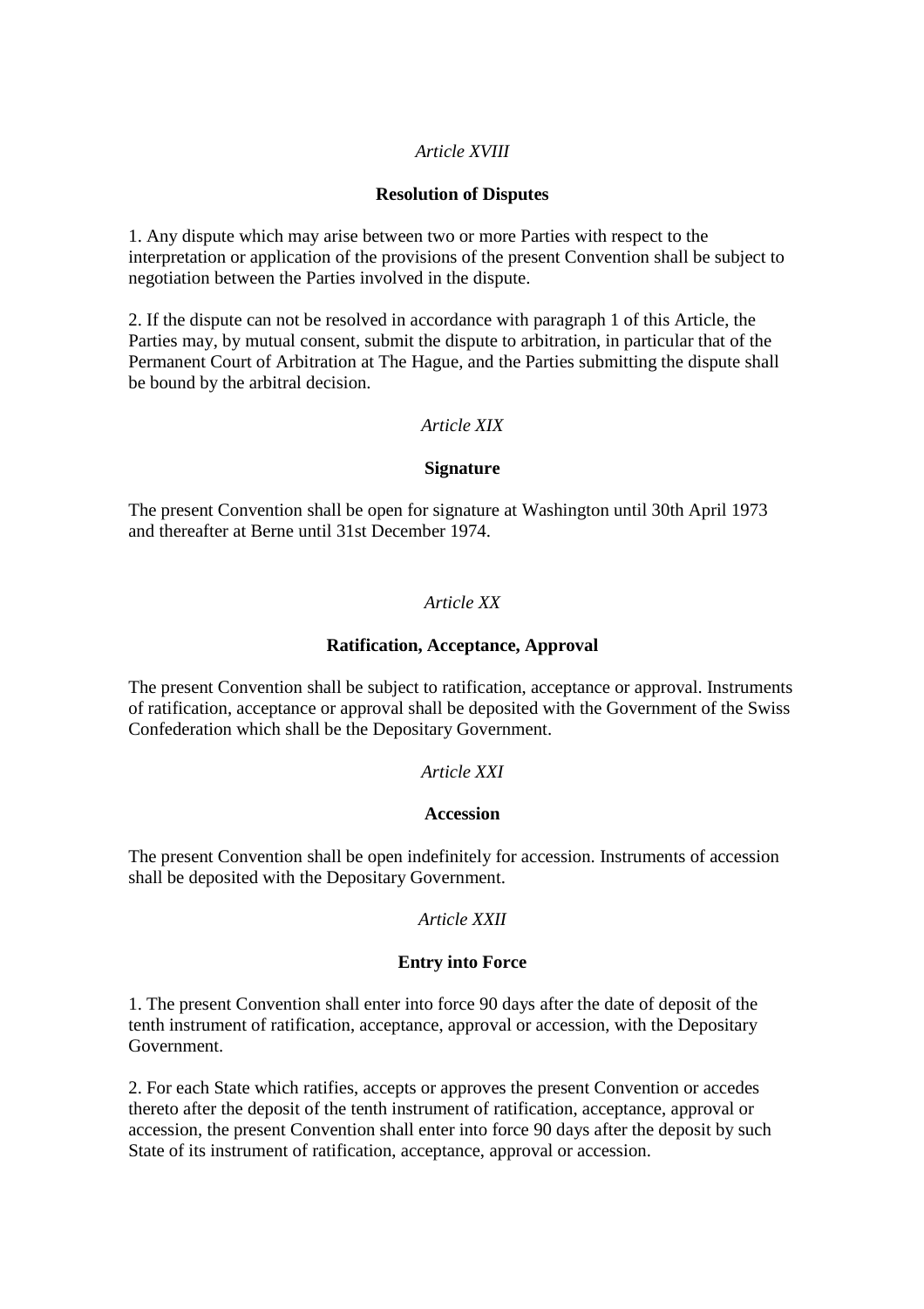*Article XVIII*

**Resolution of Disputes**

1. Any dispute which may arise between two or more Parties with respect to the interpretation or application of the provisions of the present Convention shall be subject to negotiation between the Parties involved in the dispute.

2. If the dispute can not be resolved in accordance with paragraph 1 of this Article, the Parties may, by mutual consent, submit the dispute to arbitration, in particular that of the Permanent Court of Arbitration at The Hague, and the Parties submitting the dispute shall be bound by the arbitral decision.

*Article XIX*

**Signature**

The present Convention shall be open for signature at Washington until 30th April 1973 and thereafter at Berne until 31st December 1974.

*Article XX*

**Ratification, Acceptance, Approval**

The present Convention shall be subject to ratification, acceptance or approval. Instruments of ratification, acceptance or approval shall be deposited with the Government of the Swiss Confederation which shall be the Depositary Government.

*Article XXI*

**Accession**

The present Convention shall be open indefinitely for accession. Instruments of accession shall be deposited with the Depositary Government.

*Article XXII*

**Entry into Force**

1. The present Convention shall enter into force 90 days after the date of deposit of the tenth instrument of ratification, acceptance, approval or accession, with the Depositary Government.

2. For each State which ratifies, accepts or approves the present Convention or accedes thereto after the deposit of the tenth instrument of ratification, acceptance, approval or accession, the present Convention shall enter into force 90 days after the deposit by such State of its instrument of ratification, acceptance, approval or accession.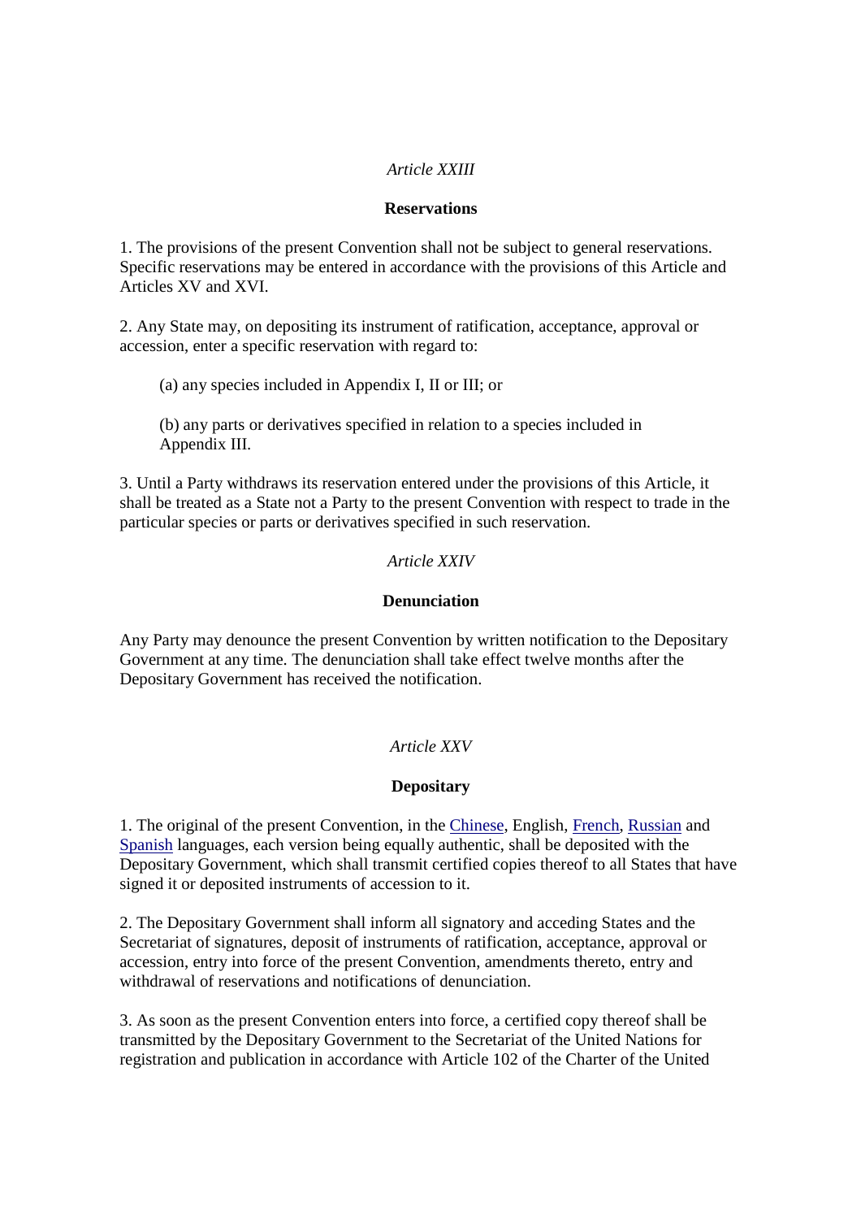*Article XXIII*

**Reservations**

1. The provisions of the present Convention shall not be subject to general reservations. Specific reservations may be entered in accordance with the provisions of this Article and Articles XV and XVI.

2. Any State may, on depositing its instrument of ratification, acceptance, approval or accession, enter a specific reservation with regard to:

(a) any species included in Appendix I, II or III; or

(b) any parts or derivatives specified in relation to a species included in Appendix III.

3. Until a Party withdraws its reservation entered under the provisions of this Article, it shall be treated as a State not a Party to the present Convention with respect to trade in the particular species or parts or derivatives specified in such reservation.

*Article XXIV*

**Denunciation**

Any Party may denounce the present Convention by written notification to the Depositary Government at any time. The denunciation shall take effect twelve months after the Depositary Government has received the notification.

*Article XXV*

**Depositary**

1. The original of the present Convention, in the Chinese, English, French, Russian and Spanish languages, each version being equally authentic, shall be deposited with the Depositary Government, which shall transmit certified copies thereof to all States that have signed it or deposited instruments of accession to it.

2. The Depositary Government shall inform all signatory and acceding States and the Secretariat of signatures, deposit of instruments of ratification, acceptance, approval or accession, entry into force of the present Convention, amendments thereto, entry and withdrawal of reservations and notifications of denunciation.

3. As soon as the present Convention enters into force, a certified copy thereof shall be transmitted by the Depositary Government to the Secretariat of the United Nations for registration and publication in accordance with Article 102 of the Charter of the United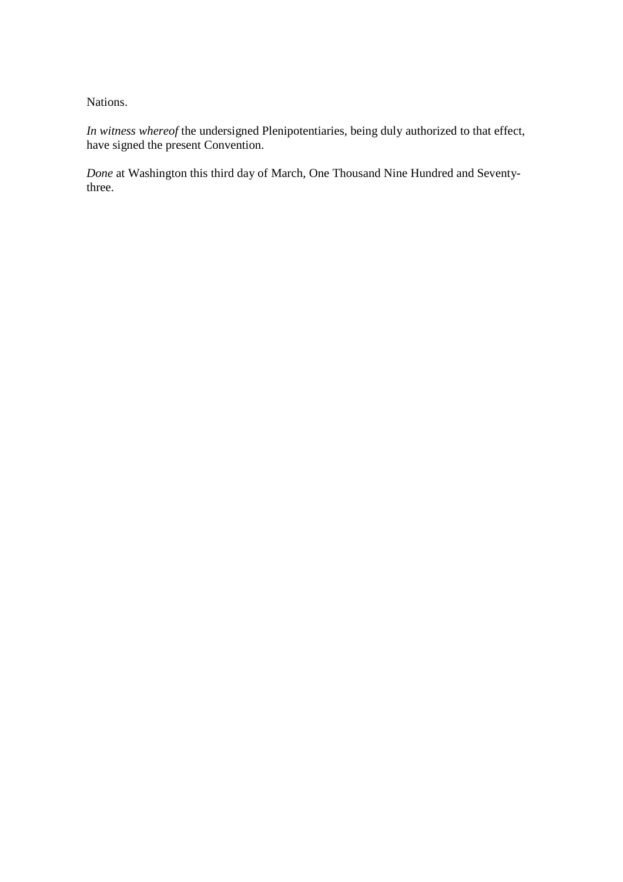Nations.

*In witness whereof* the undersigned Plenipotentiaries, being duly authorized to that effect, have signed the present Convention.

*Done* at Washington this third day of March, One Thousand Nine Hundred and Seventy-three.